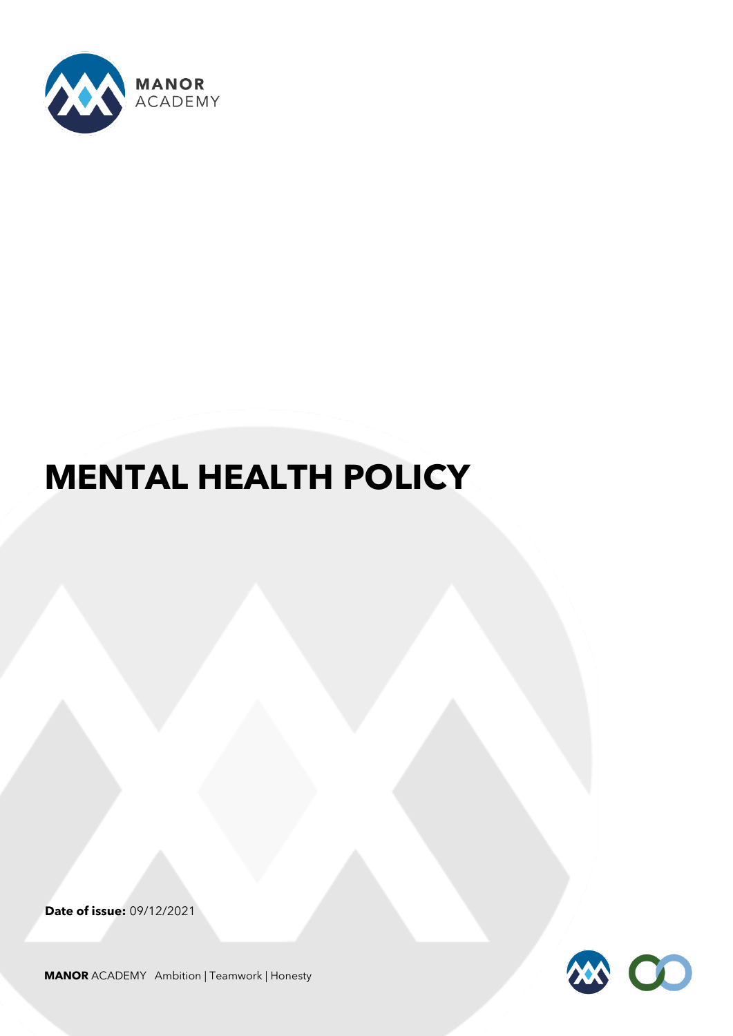MANOR ACADEMY

# MENTAL HEALTH POLICY

**Date of issue:** 09/12/2021

**MANOR** ACADEMY Ambition | Teamwork | Honesty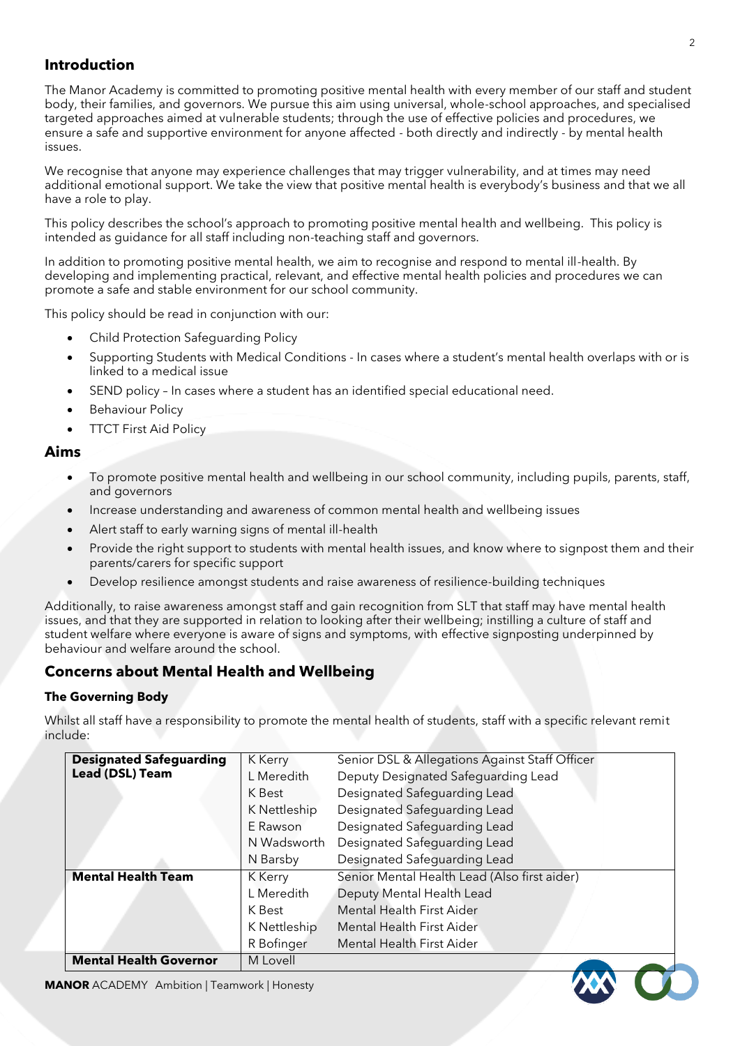## Introduction

The Manor Academy is committed to promoting positive mental health with every member of our staff and student body, their families, and governors. We pursue this aim using universal, whole-school approaches, and specialised targeted approaches aimed at vulnerable students; through the use of effective policies and procedures, we ensure a safe and supportive environment for anyone affected - both directly and indirectly - by mental health issues.

We recognise that anyone may experience challenges that may trigger vulnerability, and at times may need additional emotional support. We take the view that positive mental health is everybody's business and that we all have a role to play.

This policy describes the school's approach to promoting positive mental health and wellbeing. This policy is intended as guidance for all staff including non-teaching staff and governors.

In addition to promoting positive mental health, we aim to recognise and respond to mental ill-health. By developing and implementing practical, relevant, and effective mental health policies and procedures we can promote a safe and stable environment for our school community.

This policy should be read in conjunction with our:

- Child Protection Safeguarding Policy
- Supporting Students with Medical Conditions - In cases where a student's mental health overlaps with or is linked to a medical issue
- SEND policy – In cases where a student has an identified special educational need.
- Behaviour Policy
- TTCT First Aid Policy

## Aims

- To promote positive mental health and wellbeing in our school community, including pupils, parents, staff, and governors
- Increase understanding and awareness of common mental health and wellbeing issues
- Alert staff to early warning signs of mental ill-health
- Provide the right support to students with mental health issues, and know where to signpost them and their parents/carers for specific support
- Develop resilience amongst students and raise awareness of resilience-building techniques

Additionally, to raise awareness amongst staff and gain recognition from SLT that staff may have mental health issues, and that they are supported in relation to looking after their wellbeing; instilling a culture of staff and student welfare where everyone is aware of signs and symptoms, with effective signposting underpinned by behaviour and welfare around the school.

## Concerns about Mental Health and Wellbeing

### The Governing Body

Whilst all staff have a responsibility to promote the mental health of students, staff with a specific relevant remit include:

| | | |
|---|---|---|
| **Designated Safeguarding Lead (DSL) Team** | K Kerry | Senior DSL & Allegations Against Staff Officer |
| | L Meredith | Deputy Designated Safeguarding Lead |
| | K Best | Designated Safeguarding Lead |
| | K Nettleship | Designated Safeguarding Lead |
| | E Rawson | Designated Safeguarding Lead |
| | N Wadsworth | Designated Safeguarding Lead |
| | N Barsby | Designated Safeguarding Lead |
| **Mental Health Team** | K Kerry | Senior Mental Health Lead (Also first aider) |
| | L Meredith | Deputy Mental Health Lead |
| | K Best | Mental Health First Aider |
| | K Nettleship | Mental Health First Aider |
| | R Bofinger | Mental Health First Aider |
| **Mental Health Governor** | M Lovell | |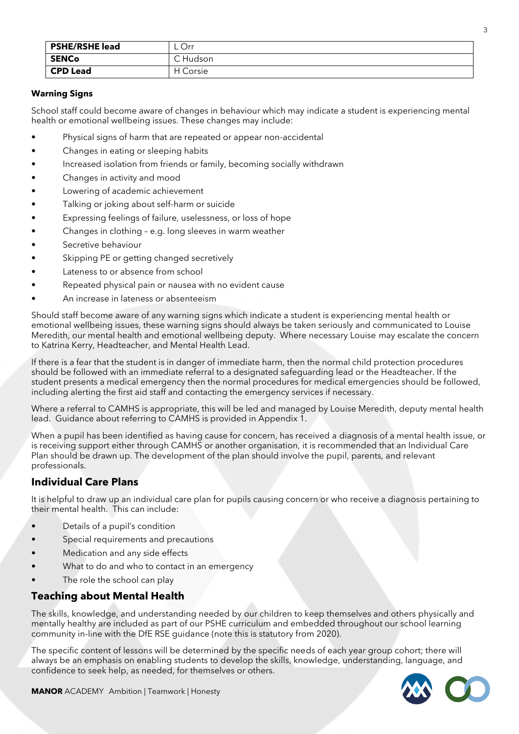| PSHE/RSHE lead | L Orr |
|---|---|
| SENCo | C Hudson |
| CPD Lead | H Corsie |

**Warning Signs**

School staff could become aware of changes in behaviour which may indicate a student is experiencing mental health or emotional wellbeing issues. These changes may include:

- Physical signs of harm that are repeated or appear non-accidental
- Changes in eating or sleeping habits
- Increased isolation from friends or family, becoming socially withdrawn
- Changes in activity and mood
- Lowering of academic achievement
- Talking or joking about self-harm or suicide
- Expressing feelings of failure, uselessness, or loss of hope
- Changes in clothing – e.g. long sleeves in warm weather
- Secretive behaviour
- Skipping PE or getting changed secretively
- Lateness to or absence from school
- Repeated physical pain or nausea with no evident cause
- An increase in lateness or absenteeism

Should staff become aware of any warning signs which indicate a student is experiencing mental health or emotional wellbeing issues, these warning signs should always be taken seriously and communicated to Louise Meredith, our mental health and emotional wellbeing deputy. Where necessary Louise may escalate the concern to Katrina Kerry, Headteacher, and Mental Health Lead.

If there is a fear that the student is in danger of immediate harm, then the normal child protection procedures should be followed with an immediate referral to a designated safeguarding lead or the Headteacher. If the student presents a medical emergency then the normal procedures for medical emergencies should be followed, including alerting the first aid staff and contacting the emergency services if necessary.

Where a referral to CAMHS is appropriate, this will be led and managed by Louise Meredith, deputy mental health lead. Guidance about referring to CAMHS is provided in Appendix 1.

When a pupil has been identified as having cause for concern, has received a diagnosis of a mental health issue, or is receiving support either through CAMHS or another organisation, it is recommended that an Individual Care Plan should be drawn up. The development of the plan should involve the pupil, parents, and relevant professionals.

## Individual Care Plans

It is helpful to draw up an individual care plan for pupils causing concern or who receive a diagnosis pertaining to their mental health. This can include:

- Details of a pupil's condition
- Special requirements and precautions
- Medication and any side effects
- What to do and who to contact in an emergency
- The role the school can play

## Teaching about Mental Health

The skills, knowledge, and understanding needed by our children to keep themselves and others physically and mentally healthy are included as part of our PSHE curriculum and embedded throughout our school learning community in-line with the DfE RSE guidance (note this is statutory from 2020).

The specific content of lessons will be determined by the specific needs of each year group cohort; there will always be an emphasis on enabling students to develop the skills, knowledge, understanding, language, and confidence to seek help, as needed, for themselves or others.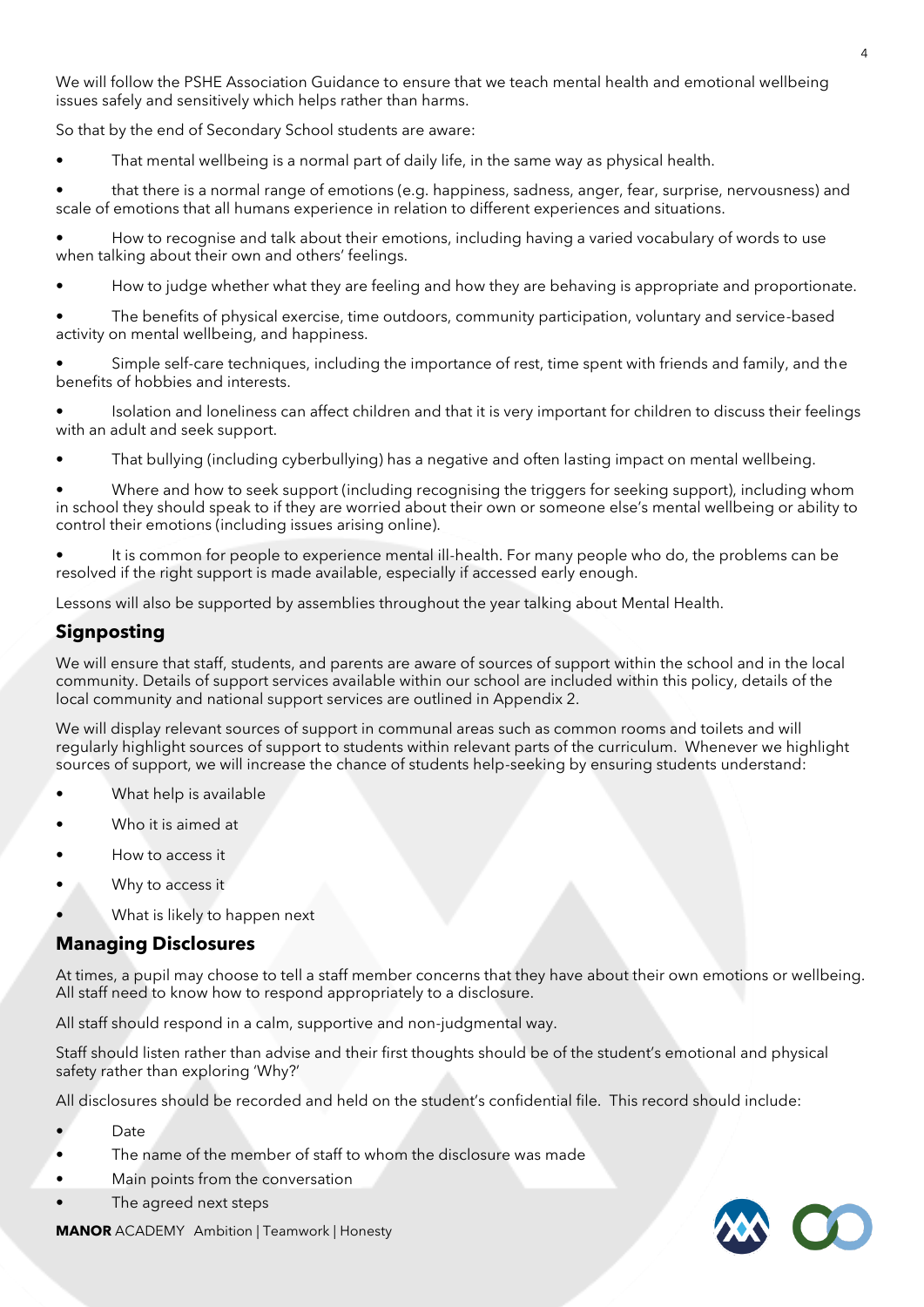We will follow the PSHE Association Guidance to ensure that we teach mental health and emotional wellbeing issues safely and sensitively which helps rather than harms.

So that by the end of Secondary School students are aware:

- That mental wellbeing is a normal part of daily life, in the same way as physical health.
- that there is a normal range of emotions (e.g. happiness, sadness, anger, fear, surprise, nervousness) and scale of emotions that all humans experience in relation to different experiences and situations.
- How to recognise and talk about their emotions, including having a varied vocabulary of words to use when talking about their own and others' feelings.
- How to judge whether what they are feeling and how they are behaving is appropriate and proportionate.
- The benefits of physical exercise, time outdoors, community participation, voluntary and service-based activity on mental wellbeing, and happiness.
- Simple self-care techniques, including the importance of rest, time spent with friends and family, and the benefits of hobbies and interests.
- Isolation and loneliness can affect children and that it is very important for children to discuss their feelings with an adult and seek support.
- That bullying (including cyberbullying) has a negative and often lasting impact on mental wellbeing.
- Where and how to seek support (including recognising the triggers for seeking support), including whom in school they should speak to if they are worried about their own or someone else's mental wellbeing or ability to control their emotions (including issues arising online).
- It is common for people to experience mental ill-health. For many people who do, the problems can be resolved if the right support is made available, especially if accessed early enough.

Lessons will also be supported by assemblies throughout the year talking about Mental Health.

## Signposting

We will ensure that staff, students, and parents are aware of sources of support within the school and in the local community. Details of support services available within our school are included within this policy, details of the local community and national support services are outlined in Appendix 2.

We will display relevant sources of support in communal areas such as common rooms and toilets and will regularly highlight sources of support to students within relevant parts of the curriculum. Whenever we highlight sources of support, we will increase the chance of students help-seeking by ensuring students understand:

- What help is available
- Who it is aimed at
- How to access it
- Why to access it
- What is likely to happen next

## Managing Disclosures

At times, a pupil may choose to tell a staff member concerns that they have about their own emotions or wellbeing. All staff need to know how to respond appropriately to a disclosure.

All staff should respond in a calm, supportive and non-judgmental way.

Staff should listen rather than advise and their first thoughts should be of the student's emotional and physical safety rather than exploring 'Why?'

All disclosures should be recorded and held on the student's confidential file. This record should include:

- Date
- The name of the member of staff to whom the disclosure was made
- Main points from the conversation
- The agreed next steps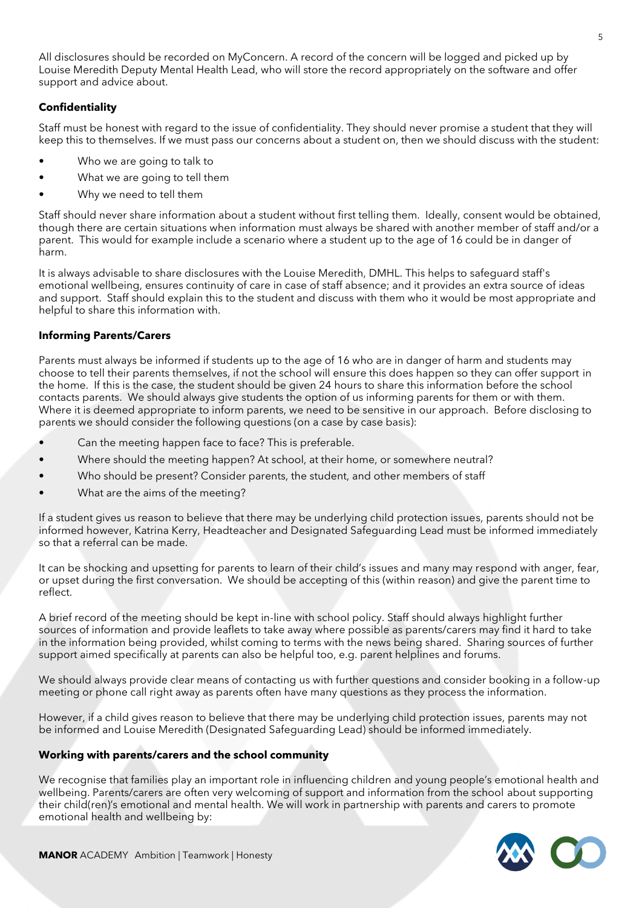All disclosures should be recorded on MyConcern. A record of the concern will be logged and picked up by Louise Meredith Deputy Mental Health Lead, who will store the record appropriately on the software and offer support and advice about.

**Confidentiality**

Staff must be honest with regard to the issue of confidentiality. They should never promise a student that they will keep this to themselves. If we must pass our concerns about a student on, then we should discuss with the student:

- Who we are going to talk to
- What we are going to tell them
- Why we need to tell them

Staff should never share information about a student without first telling them. Ideally, consent would be obtained, though there are certain situations when information must always be shared with another member of staff and/or a parent. This would for example include a scenario where a student up to the age of 16 could be in danger of harm.

It is always advisable to share disclosures with the Louise Meredith, DMHL. This helps to safeguard staff's emotional wellbeing, ensures continuity of care in case of staff absence; and it provides an extra source of ideas and support. Staff should explain this to the student and discuss with them who it would be most appropriate and helpful to share this information with.

**Informing Parents/Carers**

Parents must always be informed if students up to the age of 16 who are in danger of harm and students may choose to tell their parents themselves, if not the school will ensure this does happen so they can offer support in the home. If this is the case, the student should be given 24 hours to share this information before the school contacts parents. We should always give students the option of us informing parents for them or with them. Where it is deemed appropriate to inform parents, we need to be sensitive in our approach. Before disclosing to parents we should consider the following questions (on a case by case basis):

- Can the meeting happen face to face? This is preferable.
- Where should the meeting happen? At school, at their home, or somewhere neutral?
- Who should be present? Consider parents, the student, and other members of staff
- What are the aims of the meeting?

If a student gives us reason to believe that there may be underlying child protection issues, parents should not be informed however, Katrina Kerry, Headteacher and Designated Safeguarding Lead must be informed immediately so that a referral can be made.

It can be shocking and upsetting for parents to learn of their child's issues and many may respond with anger, fear, or upset during the first conversation. We should be accepting of this (within reason) and give the parent time to reflect.

A brief record of the meeting should be kept in-line with school policy. Staff should always highlight further sources of information and provide leaflets to take away where possible as parents/carers may find it hard to take in the information being provided, whilst coming to terms with the news being shared. Sharing sources of further support aimed specifically at parents can also be helpful too, e.g. parent helplines and forums.

We should always provide clear means of contacting us with further questions and consider booking in a follow-up meeting or phone call right away as parents often have many questions as they process the information.

However, if a child gives reason to believe that there may be underlying child protection issues, parents may not be informed and Louise Meredith (Designated Safeguarding Lead) should be informed immediately.

**Working with parents/carers and the school community**

We recognise that families play an important role in influencing children and young people's emotional health and wellbeing. Parents/carers are often very welcoming of support and information from the school about supporting their child(ren)'s emotional and mental health. We will work in partnership with parents and carers to promote emotional health and wellbeing by: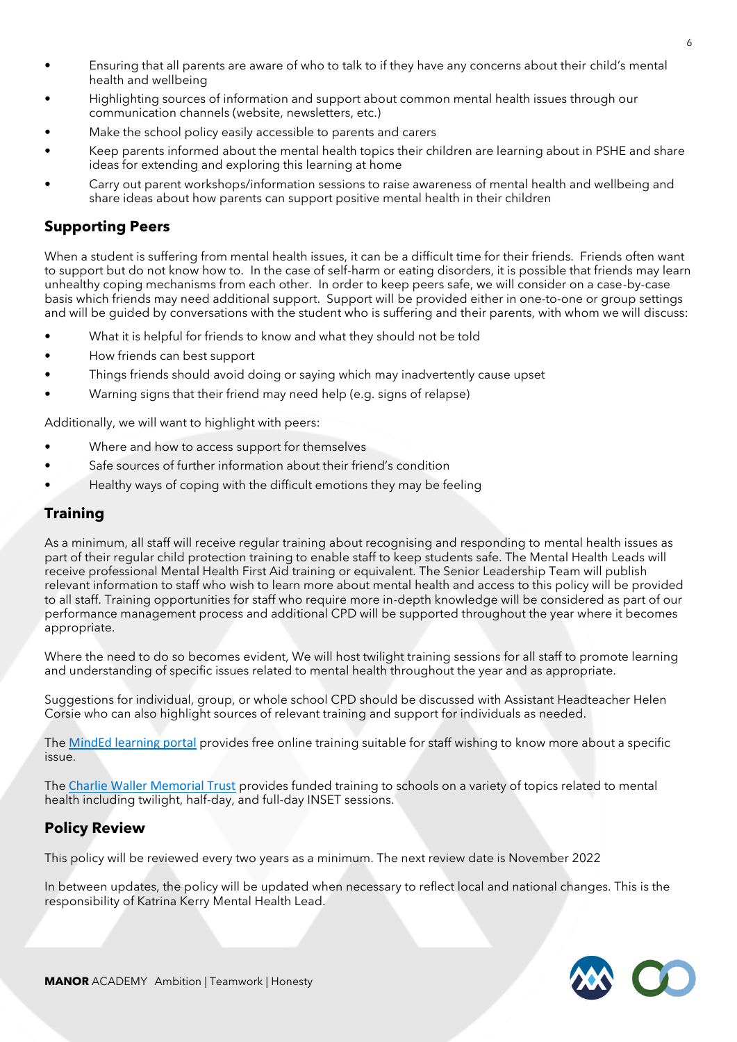- Ensuring that all parents are aware of who to talk to if they have any concerns about their child's mental health and wellbeing
- Highlighting sources of information and support about common mental health issues through our communication channels (website, newsletters, etc.)
- Make the school policy easily accessible to parents and carers
- Keep parents informed about the mental health topics their children are learning about in PSHE and share ideas for extending and exploring this learning at home
- Carry out parent workshops/information sessions to raise awareness of mental health and wellbeing and share ideas about how parents can support positive mental health in their children

## Supporting Peers

When a student is suffering from mental health issues, it can be a difficult time for their friends. Friends often want to support but do not know how to. In the case of self-harm or eating disorders, it is possible that friends may learn unhealthy coping mechanisms from each other. In order to keep peers safe, we will consider on a case-by-case basis which friends may need additional support. Support will be provided either in one-to-one or group settings and will be guided by conversations with the student who is suffering and their parents, with whom we will discuss:

- What it is helpful for friends to know and what they should not be told
- How friends can best support
- Things friends should avoid doing or saying which may inadvertently cause upset
- Warning signs that their friend may need help (e.g. signs of relapse)

Additionally, we will want to highlight with peers:

- Where and how to access support for themselves
- Safe sources of further information about their friend's condition
- Healthy ways of coping with the difficult emotions they may be feeling

## Training

As a minimum, all staff will receive regular training about recognising and responding to mental health issues as part of their regular child protection training to enable staff to keep students safe. The Mental Health Leads will receive professional Mental Health First Aid training or equivalent. The Senior Leadership Team will publish relevant information to staff who wish to learn more about mental health and access to this policy will be provided to all staff. Training opportunities for staff who require more in-depth knowledge will be considered as part of our performance management process and additional CPD will be supported throughout the year where it becomes appropriate.

Where the need to do so becomes evident, We will host twilight training sessions for all staff to promote learning and understanding of specific issues related to mental health throughout the year and as appropriate.

Suggestions for individual, group, or whole school CPD should be discussed with Assistant Headteacher Helen Corsie who can also highlight sources of relevant training and support for individuals as needed.

The MindEd learning portal provides free online training suitable for staff wishing to know more about a specific issue.

The Charlie Waller Memorial Trust provides funded training to schools on a variety of topics related to mental health including twilight, half-day, and full-day INSET sessions.

## Policy Review

This policy will be reviewed every two years as a minimum. The next review date is November 2022

In between updates, the policy will be updated when necessary to reflect local and national changes. This is the responsibility of Katrina Kerry Mental Health Lead.